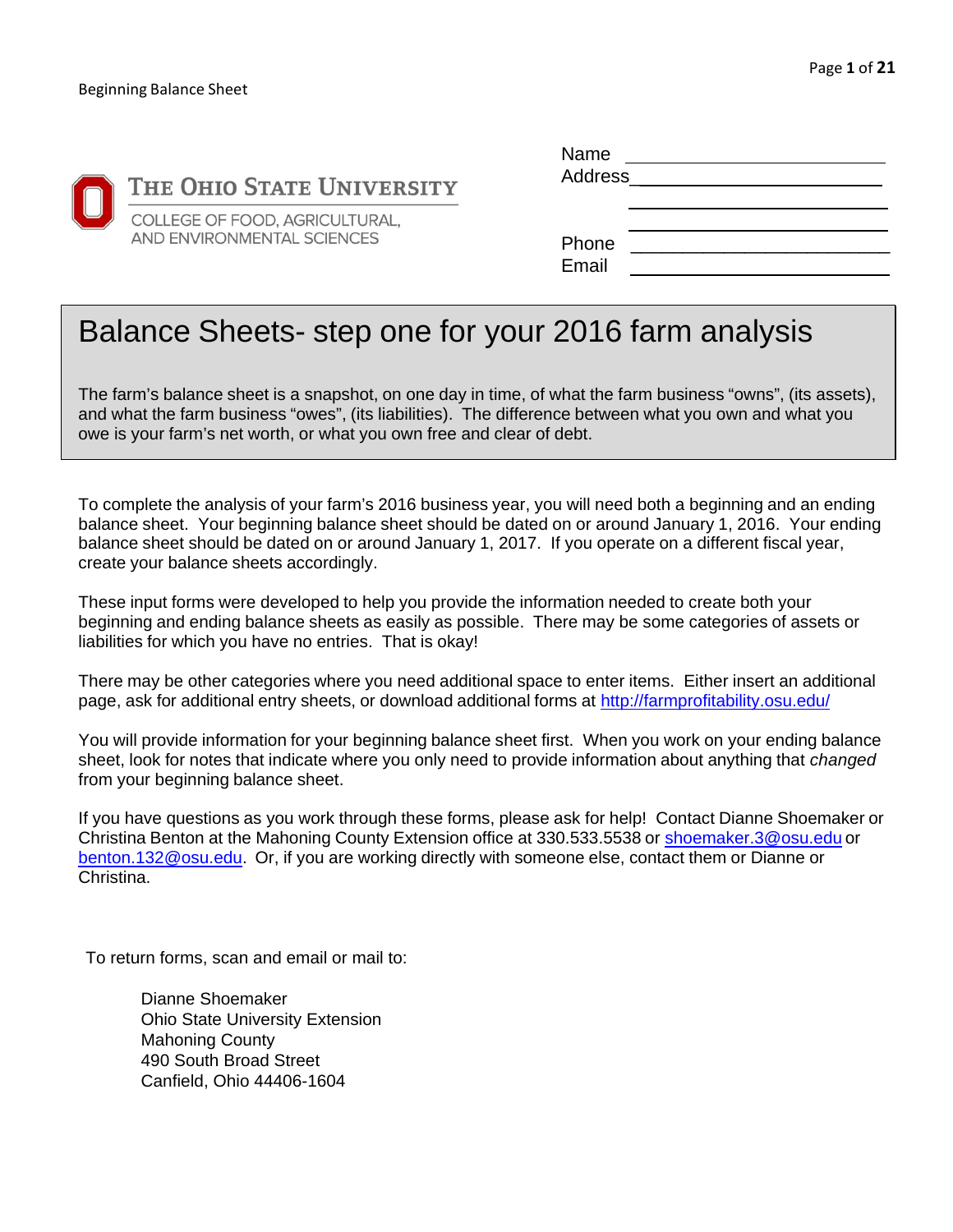THE OHIO STATE UNIVERSITY

COLLEGE OF FOOD, AGRICULTURAL, AND ENVIRONMENTAL SCIENCES

Name ____________________________

Address __________________________

________________________________

________________________________

Phone ___________________________

Email ___________________________

# Balance Sheets- step one for your 2016 farm analysis

The farm's balance sheet is a snapshot, on one day in time, of what the farm business "owns", (its assets), and what the farm business "owes", (its liabilities). The difference between what you own and what you owe is your farm's net worth, or what you own free and clear of debt.

To complete the analysis of your farm's 2016 business year, you will need both a beginning and an ending balance sheet. Your beginning balance sheet should be dated on or around January 1, 2016. Your ending balance sheet should be dated on or around January 1, 2017. If you operate on a different fiscal year, create your balance sheets accordingly.

These input forms were developed to help you provide the information needed to create both your beginning and ending balance sheets as easily as possible. There may be some categories of assets or liabilities for which you have no entries. That is okay!

There may be other categories where you need additional space to enter items. Either insert an additional page, ask for additional entry sheets, or download additional forms at http://farmprofitability.osu.edu/

You will provide information for your beginning balance sheet first. When you work on your ending balance sheet, look for notes that indicate where you only need to provide information about anything that *changed* from your beginning balance sheet.

If you have questions as you work through these forms, please ask for help! Contact Dianne Shoemaker or Christina Benton at the Mahoning County Extension office at 330.533.5538 or shoemaker.3@osu.edu or benton.132@osu.edu. Or, if you are working directly with someone else, contact them or Dianne or Christina.

To return forms, scan and email or mail to:

Dianne Shoemaker
Ohio State University Extension
Mahoning County
490 South Broad Street
Canfield, Ohio 44406-1604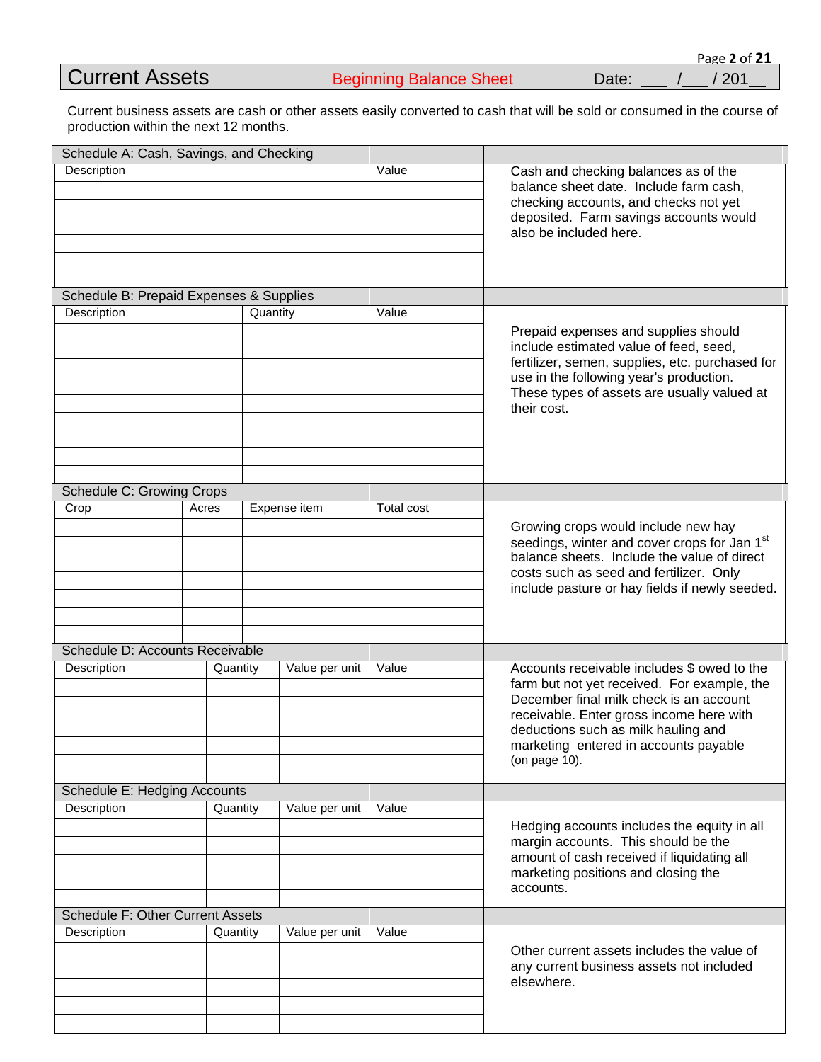# Current Assets

Beginning Balance Sheet — Date: ___ /___ / 201__

Current business assets are cash or other assets easily converted to cash that will be sold or consumed in the course of production within the next 12 months.

## Schedule A: Cash, Savings, and Checking

| Description | Value |
|---|---|
| | |
| | |
| | |
| | |
| | |
| | |

Cash and checking balances as of the balance sheet date. Include farm cash, checking accounts, and checks not yet deposited. Farm savings accounts would also be included here.

## Schedule B: Prepaid Expenses & Supplies

| Description | Quantity | Value |
|---|---|---|
| | | |
| | | |
| | | |
| | | |
| | | |
| | | |
| | | |
| | | |
| | | |

Prepaid expenses and supplies should include estimated value of feed, seed, fertilizer, semen, supplies, etc. purchased for use in the following year's production. These types of assets are usually valued at their cost.

## Schedule C: Growing Crops

| Crop | Acres | Expense item | Total cost |
|---|---|---|---|
| | | | |
| | | | |
| | | | |
| | | | |
| | | | |
| | | | |
| | | | |

Growing crops would include new hay seedings, winter and cover crops for Jan 1st balance sheets. Include the value of direct costs such as seed and fertilizer. Only include pasture or hay fields if newly seeded.

## Schedule D: Accounts Receivable

| Description | Quantity | Value per unit | Value |
|---|---|---|---|
| | | | |
| | | | |
| | | | |
| | | | |
| | | | |

Accounts receivable includes $ owed to the farm but not yet received. For example, the December final milk check is an account receivable. Enter gross income here with deductions such as milk hauling and marketing entered in accounts payable (on page 10).

## Schedule E: Hedging Accounts

| Description | Quantity | Value per unit | Value |
|---|---|---|---|
| | | | |
| | | | |
| | | | |
| | | | |
| | | | |

Hedging accounts includes the equity in all margin accounts. This should be the amount of cash received if liquidating all marketing positions and closing the accounts.

## Schedule F: Other Current Assets

| Description | Quantity | Value per unit | Value |
|---|---|---|---|
| | | | |
| | | | |
| | | | |
| | | | |
| | | | |

Other current assets includes the value of any current business assets not included elsewhere.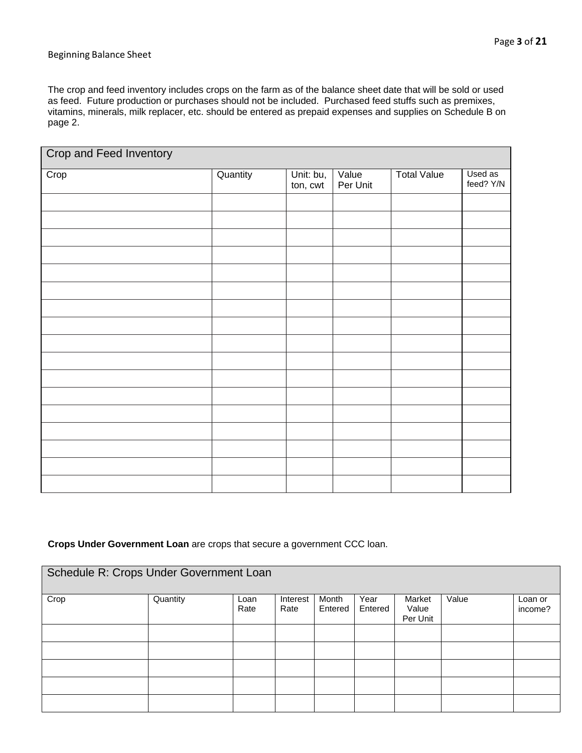Beginning Balance Sheet

The crop and feed inventory includes crops on the farm as of the balance sheet date that will be sold or used as feed. Future production or purchases should not be included. Purchased feed stuffs such as premixes, vitamins, minerals, milk replacer, etc. should be entered as prepaid expenses and supplies on Schedule B on page 2.

| Crop and Feed Inventory | | | | | |
|---|---|---|---|---|---|
| Crop | Quantity | Unit: bu, ton, cwt | Value Per Unit | Total Value | Used as feed? Y/N |
| | | | | | |
| | | | | | |
| | | | | | |
| | | | | | |
| | | | | | |
| | | | | | |
| | | | | | |
| | | | | | |
| | | | | | |
| | | | | | |
| | | | | | |
| | | | | | |
| | | | | | |
| | | | | | |
| | | | | | |
| | | | | | |
| | | | | | |

**Crops Under Government Loan** are crops that secure a government CCC loan.

| Schedule R: Crops Under Government Loan | | | | | | | | |
|---|---|---|---|---|---|---|---|---|
| Crop | Quantity | Loan Rate | Interest Rate | Month Entered | Year Entered | Market Value Per Unit | Value | Loan or income? |
| | | | | | | | | |
| | | | | | | | | |
| | | | | | | | | |
| | | | | | | | | |
| | | | | | | | | |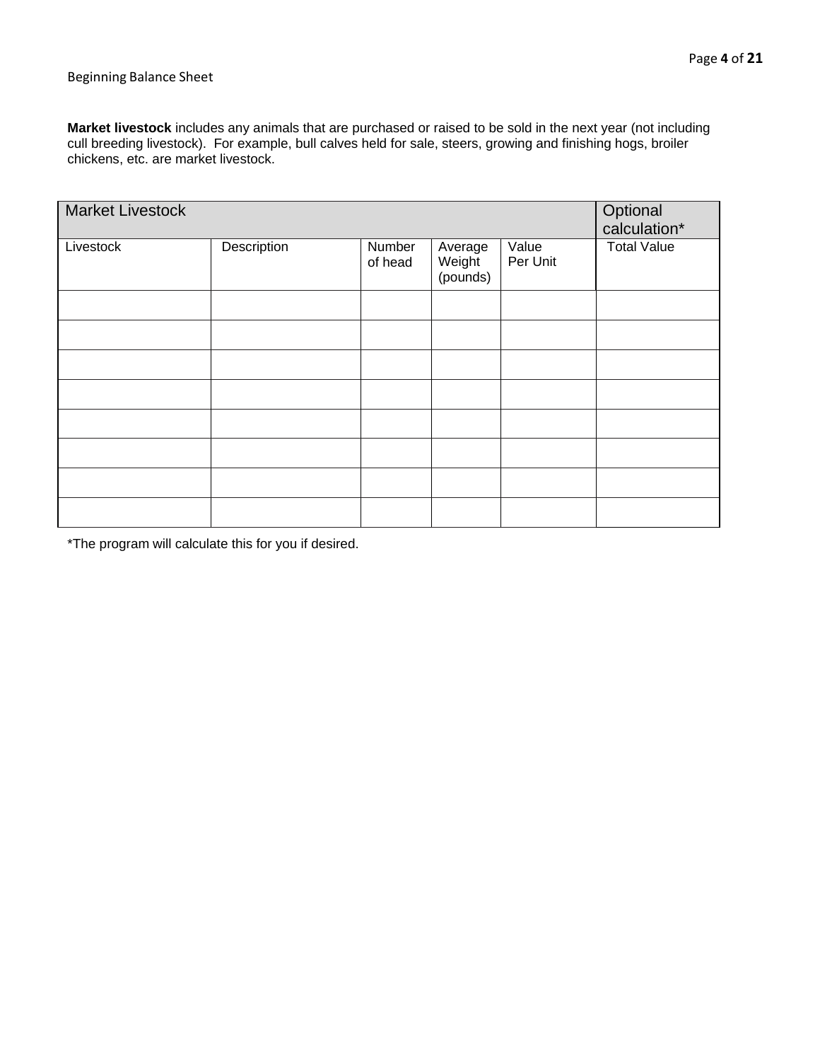Beginning Balance Sheet

**Market livestock** includes any animals that are purchased or raised to be sold in the next year (not including cull breeding livestock). For example, bull calves held for sale, steers, growing and finishing hogs, broiler chickens, etc. are market livestock.

| Market Livestock | | | | | Optional calculation* |
|---|---|---|---|---|---|
| Livestock | Description | Number of head | Average Weight (pounds) | Value Per Unit | Total Value |
| | | | | | |
| | | | | | |
| | | | | | |
| | | | | | |
| | | | | | |
| | | | | | |
| | | | | | |
| | | | | | |

*The program will calculate this for you if desired.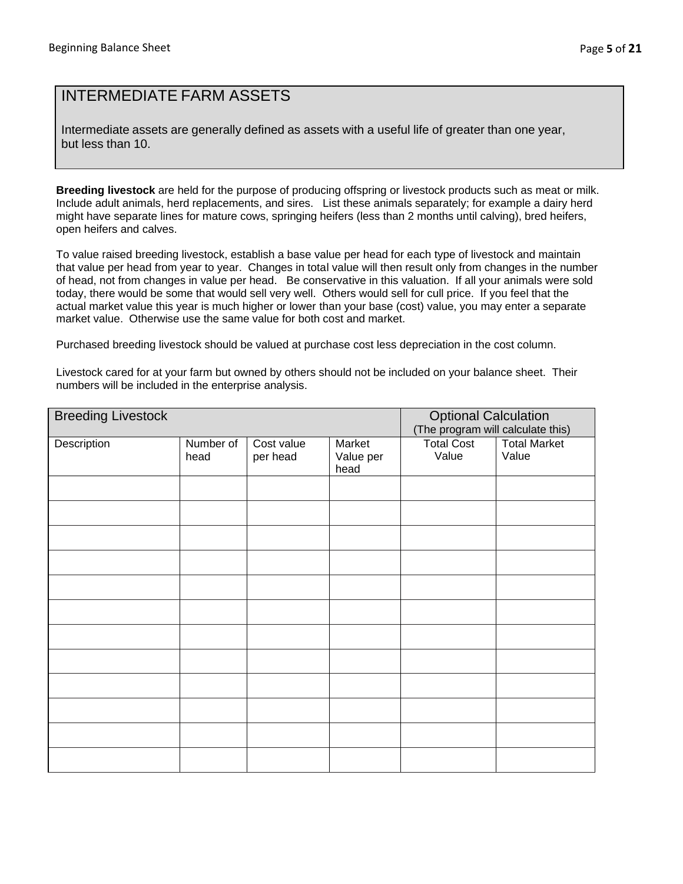# INTERMEDIATE FARM ASSETS

Intermediate assets are generally defined as assets with a useful life of greater than one year, but less than 10.

**Breeding livestock** are held for the purpose of producing offspring or livestock products such as meat or milk. Include adult animals, herd replacements, and sires. List these animals separately; for example a dairy herd might have separate lines for mature cows, springing heifers (less than 2 months until calving), bred heifers, open heifers and calves.

To value raised breeding livestock, establish a base value per head for each type of livestock and maintain that value per head from year to year. Changes in total value will then result only from changes in the number of head, not from changes in value per head. Be conservative in this valuation. If all your animals were sold today, there would be some that would sell very well. Others would sell for cull price. If you feel that the actual market value this year is much higher or lower than your base (cost) value, you may enter a separate market value. Otherwise use the same value for both cost and market.

Purchased breeding livestock should be valued at purchase cost less depreciation in the cost column.

Livestock cared for at your farm but owned by others should not be included on your balance sheet. Their numbers will be included in the enterprise analysis.

| Breeding Livestock | | | | Optional Calculation (The program will calculate this) | |
|---|---|---|---|---|---|
| Description | Number of head | Cost value per head | Market Value per head | Total Cost Value | Total Market Value |
| | | | | | |
| | | | | | |
| | | | | | |
| | | | | | |
| | | | | | |
| | | | | | |
| | | | | | |
| | | | | | |
| | | | | | |
| | | | | | |
| | | | | | |
| | | | | | |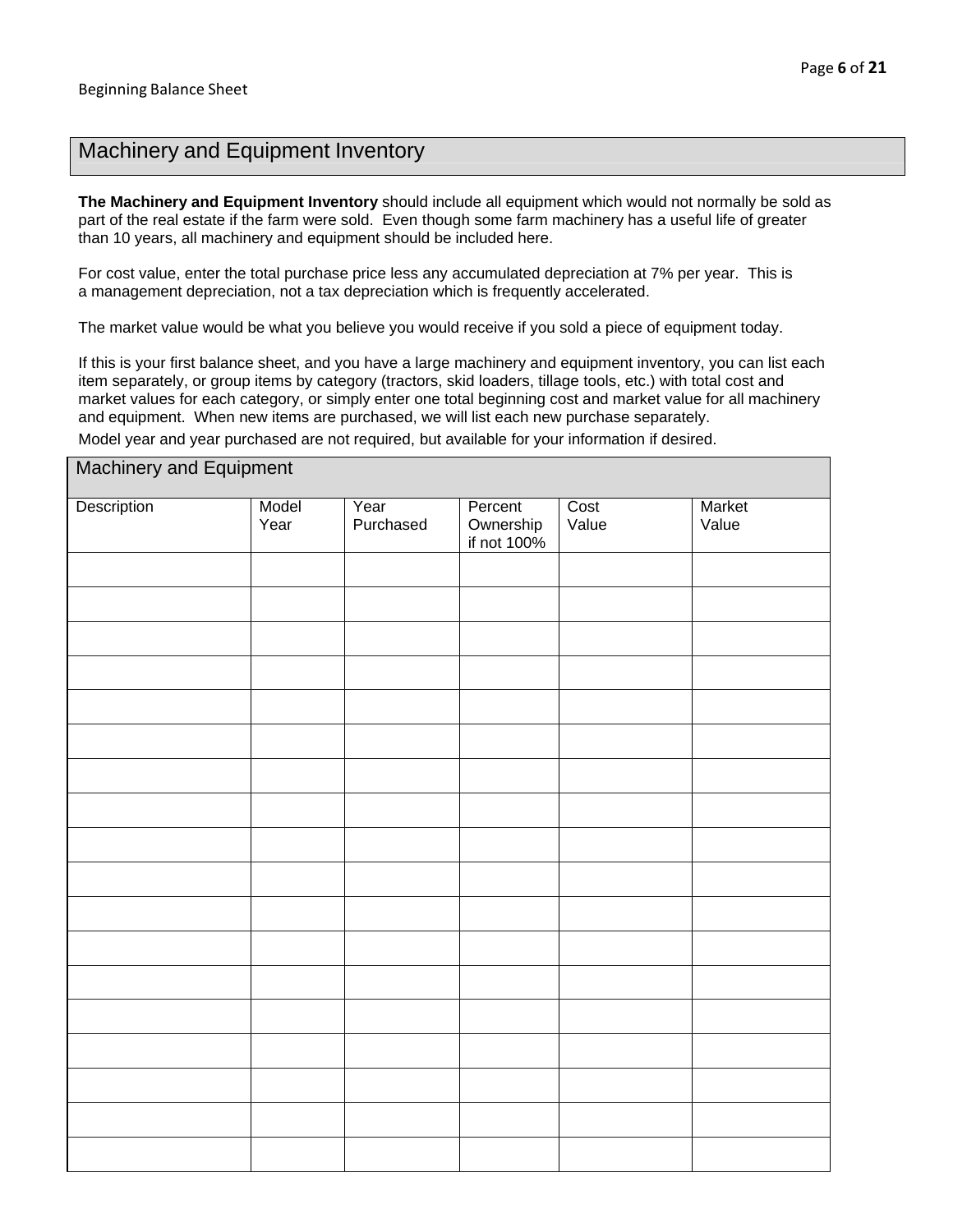Beginning Balance Sheet

## Machinery and Equipment Inventory

**The Machinery and Equipment Inventory** should include all equipment which would not normally be sold as part of the real estate if the farm were sold. Even though some farm machinery has a useful life of greater than 10 years, all machinery and equipment should be included here.

For cost value, enter the total purchase price less any accumulated depreciation at 7% per year. This is a management depreciation, not a tax depreciation which is frequently accelerated.

The market value would be what you believe you would receive if you sold a piece of equipment today.

If this is your first balance sheet, and you have a large machinery and equipment inventory, you can list each item separately, or group items by category (tractors, skid loaders, tillage tools, etc.) with total cost and market values for each category, or simply enter one total beginning cost and market value for all machinery and equipment. When new items are purchased, we will list each new purchase separately.

Model year and year purchased are not required, but available for your information if desired.

| Machinery and Equipment | | | | | |
|---|---|---|---|---|---|
| Description | Model Year | Year Purchased | Percent Ownership if not 100% | Cost Value | Market Value |
| | | | | | |
| | | | | | |
| | | | | | |
| | | | | | |
| | | | | | |
| | | | | | |
| | | | | | |
| | | | | | |
| | | | | | |
| | | | | | |
| | | | | | |
| | | | | | |
| | | | | | |
| | | | | | |
| | | | | | |
| | | | | | |
| | | | | | |
| | | | | | |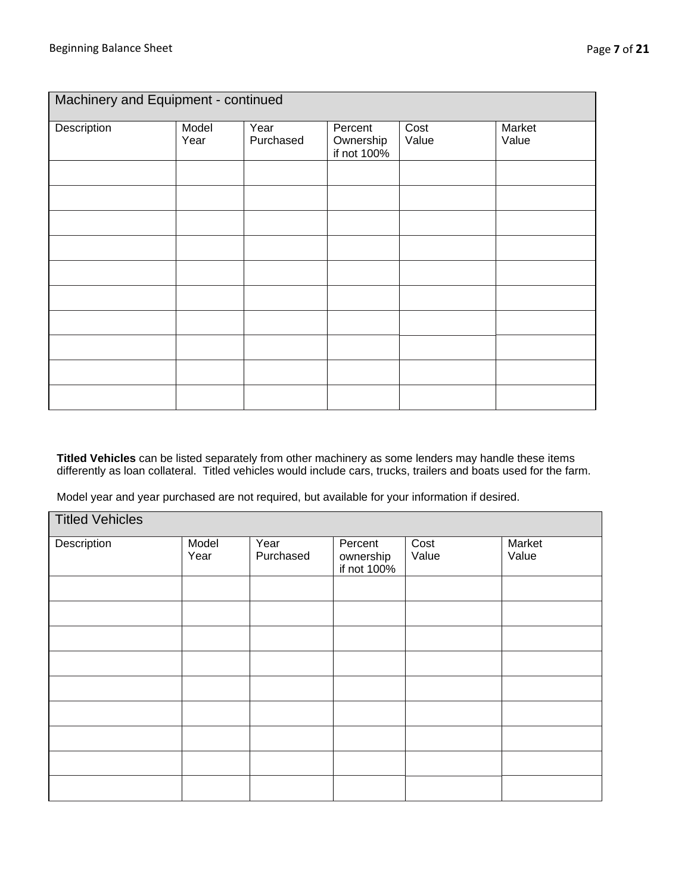| Machinery and Equipment - continued | | | | | |
|---|---|---|---|---|---|
| Description | Model Year | Year Purchased | Percent Ownership if not 100% | Cost Value | Market Value |
| | | | | | |
| | | | | | |
| | | | | | |
| | | | | | |
| | | | | | |
| | | | | | |
| | | | | | |
| | | | | | |
| | | | | | |
| | | | | | |

**Titled Vehicles** can be listed separately from other machinery as some lenders may handle these items differently as loan collateral. Titled vehicles would include cars, trucks, trailers and boats used for the farm.

Model year and year purchased are not required, but available for your information if desired.

| Titled Vehicles | | | | | |
|---|---|---|---|---|---|
| Description | Model Year | Year Purchased | Percent ownership if not 100% | Cost Value | Market Value |
| | | | | | |
| | | | | | |
| | | | | | |
| | | | | | |
| | | | | | |
| | | | | | |
| | | | | | |
| | | | | | |
| | | | | | |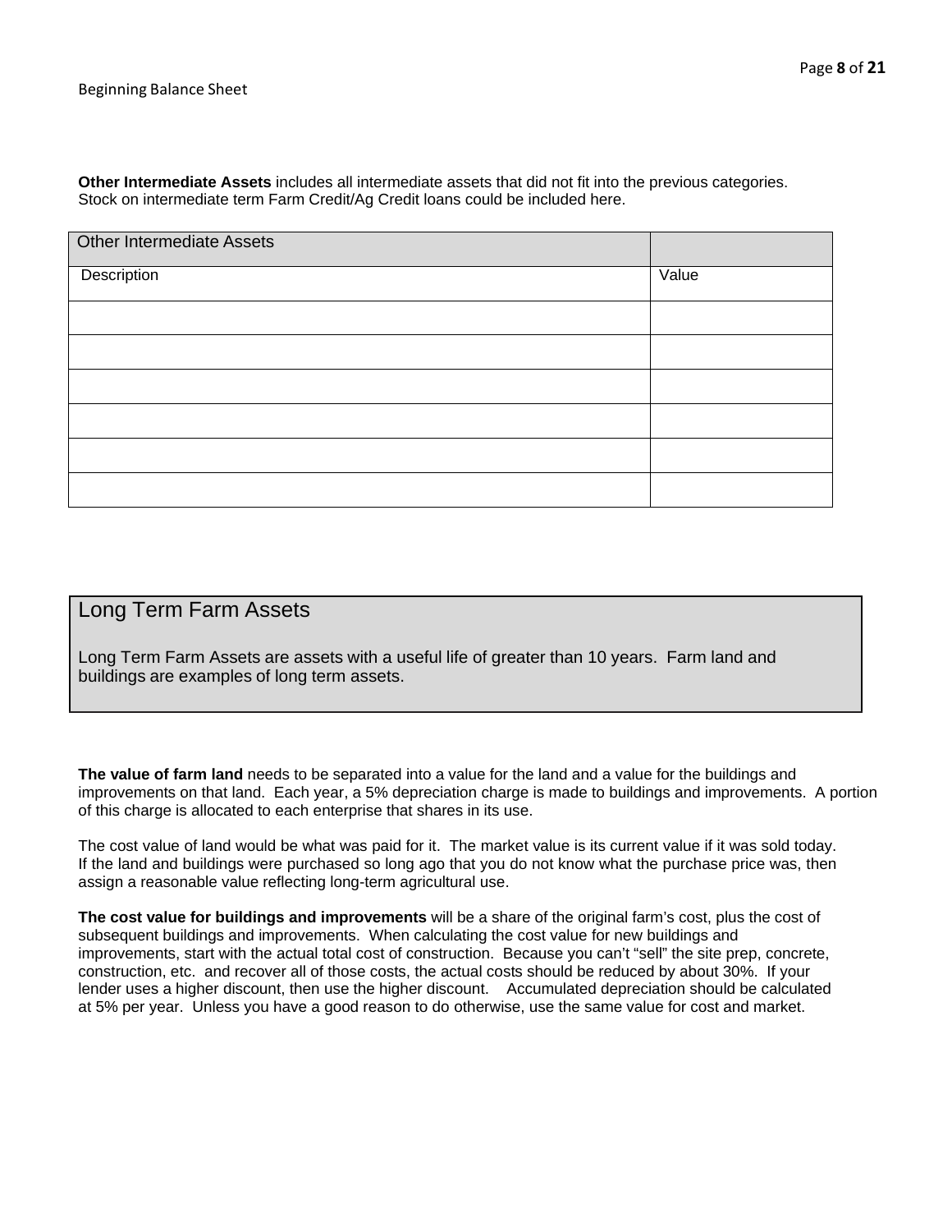Beginning Balance Sheet

**Other Intermediate Assets** includes all intermediate assets that did not fit into the previous categories. Stock on intermediate term Farm Credit/Ag Credit loans could be included here.

| Other Intermediate Assets | |
|---|---|
| Description | Value |
| | |
| | |
| | |
| | |
| | |
| | |

## Long Term Farm Assets

Long Term Farm Assets are assets with a useful life of greater than 10 years. Farm land and buildings are examples of long term assets.

**The value of farm land** needs to be separated into a value for the land and a value for the buildings and improvements on that land. Each year, a 5% depreciation charge is made to buildings and improvements. A portion of this charge is allocated to each enterprise that shares in its use.

The cost value of land would be what was paid for it. The market value is its current value if it was sold today. If the land and buildings were purchased so long ago that you do not know what the purchase price was, then assign a reasonable value reflecting long-term agricultural use.

**The cost value for buildings and improvements** will be a share of the original farm's cost, plus the cost of subsequent buildings and improvements. When calculating the cost value for new buildings and improvements, start with the actual total cost of construction. Because you can't "sell" the site prep, concrete, construction, etc. and recover all of those costs, the actual costs should be reduced by about 30%. If your lender uses a higher discount, then use the higher discount. Accumulated depreciation should be calculated at 5% per year. Unless you have a good reason to do otherwise, use the same value for cost and market.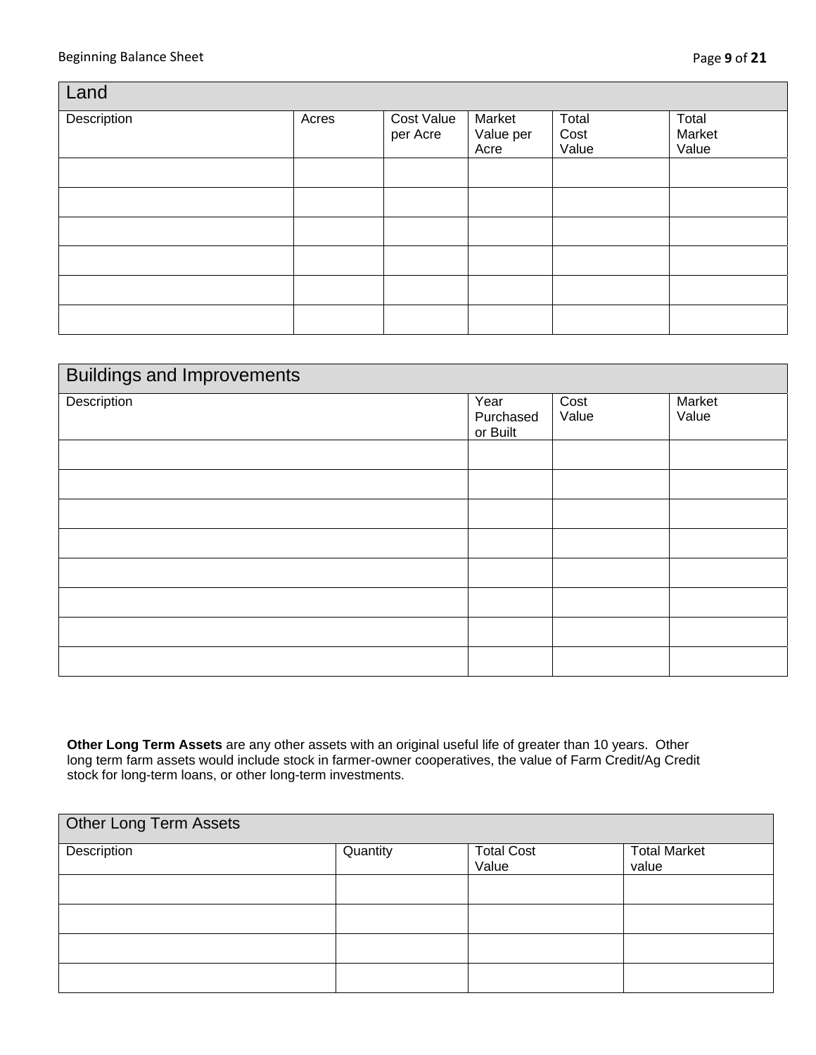| Land | | | | | |
|---|---|---|---|---|---|
| Description | Acres | Cost Value per Acre | Market Value per Acre | Total Cost Value | Total Market Value |
| | | | | | |
| | | | | | |
| | | | | | |
| | | | | | |
| | | | | | |
| | | | | | |

| Buildings and Improvements | | | |
|---|---|---|---|
| Description | Year Purchased or Built | Cost Value | Market Value |
| | | | |
| | | | |
| | | | |
| | | | |
| | | | |
| | | | |
| | | | |
| | | | |

**Other Long Term Assets** are any other assets with an original useful life of greater than 10 years. Other long term farm assets would include stock in farmer-owner cooperatives, the value of Farm Credit/Ag Credit stock for long-term loans, or other long-term investments.

| Other Long Term Assets | | | |
|---|---|---|---|
| Description | Quantity | Total Cost Value | Total Market value |
| | | | |
| | | | |
| | | | |
| | | | |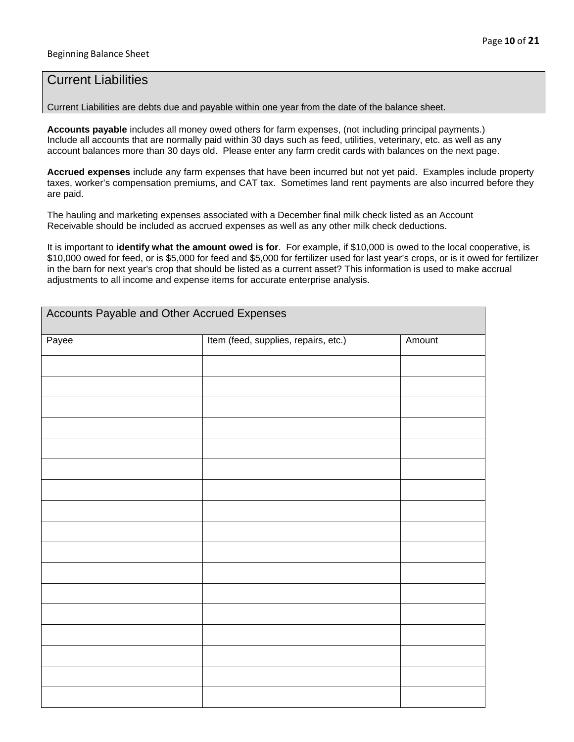## Current Liabilities

Current Liabilities are debts due and payable within one year from the date of the balance sheet.

**Accounts payable** includes all money owed others for farm expenses, (not including principal payments.) Include all accounts that are normally paid within 30 days such as feed, utilities, veterinary, etc. as well as any account balances more than 30 days old. Please enter any farm credit cards with balances on the next page.

**Accrued expenses** include any farm expenses that have been incurred but not yet paid. Examples include property taxes, worker's compensation premiums, and CAT tax. Sometimes land rent payments are also incurred before they are paid.

The hauling and marketing expenses associated with a December final milk check listed as an Account Receivable should be included as accrued expenses as well as any other milk check deductions.

It is important to **identify what the amount owed is for**. For example, if $10,000 is owed to the local cooperative, is $10,000 owed for feed, or is $5,000 for feed and $5,000 for fertilizer used for last year's crops, or is it owed for fertilizer in the barn for next year's crop that should be listed as a current asset? This information is used to make accrual adjustments to all income and expense items for accurate enterprise analysis.

| Accounts Payable and Other Accrued Expenses | | |
|---|---|---|
| Payee | Item (feed, supplies, repairs, etc.) | Amount |
| | | |
| | | |
| | | |
| | | |
| | | |
| | | |
| | | |
| | | |
| | | |
| | | |
| | | |
| | | |
| | | |
| | | |
| | | |
| | | |
| | | |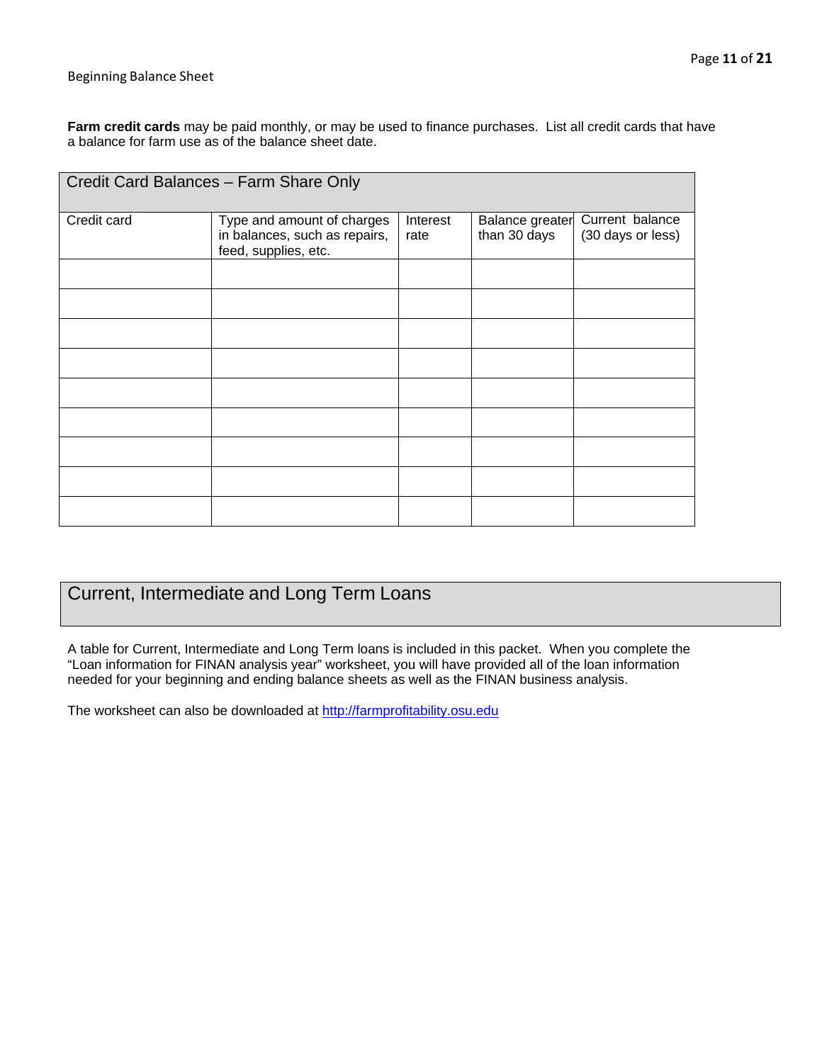Beginning Balance Sheet

**Farm credit cards** may be paid monthly, or may be used to finance purchases. List all credit cards that have a balance for farm use as of the balance sheet date.

| Credit Card Balances – Farm Share Only | | | | |
|---|---|---|---|---|
| Credit card | Type and amount of charges in balances, such as repairs, feed, supplies, etc. | Interest rate | Balance greater than 30 days | Current balance (30 days or less) |
| | | | | |
| | | | | |
| | | | | |
| | | | | |
| | | | | |
| | | | | |
| | | | | |
| | | | | |
| | | | | |

## Current, Intermediate and Long Term Loans

A table for Current, Intermediate and Long Term loans is included in this packet. When you complete the "Loan information for FINAN analysis year" worksheet, you will have provided all of the loan information needed for your beginning and ending balance sheets as well as the FINAN business analysis.

The worksheet can also be downloaded at http://farmprofitability.osu.edu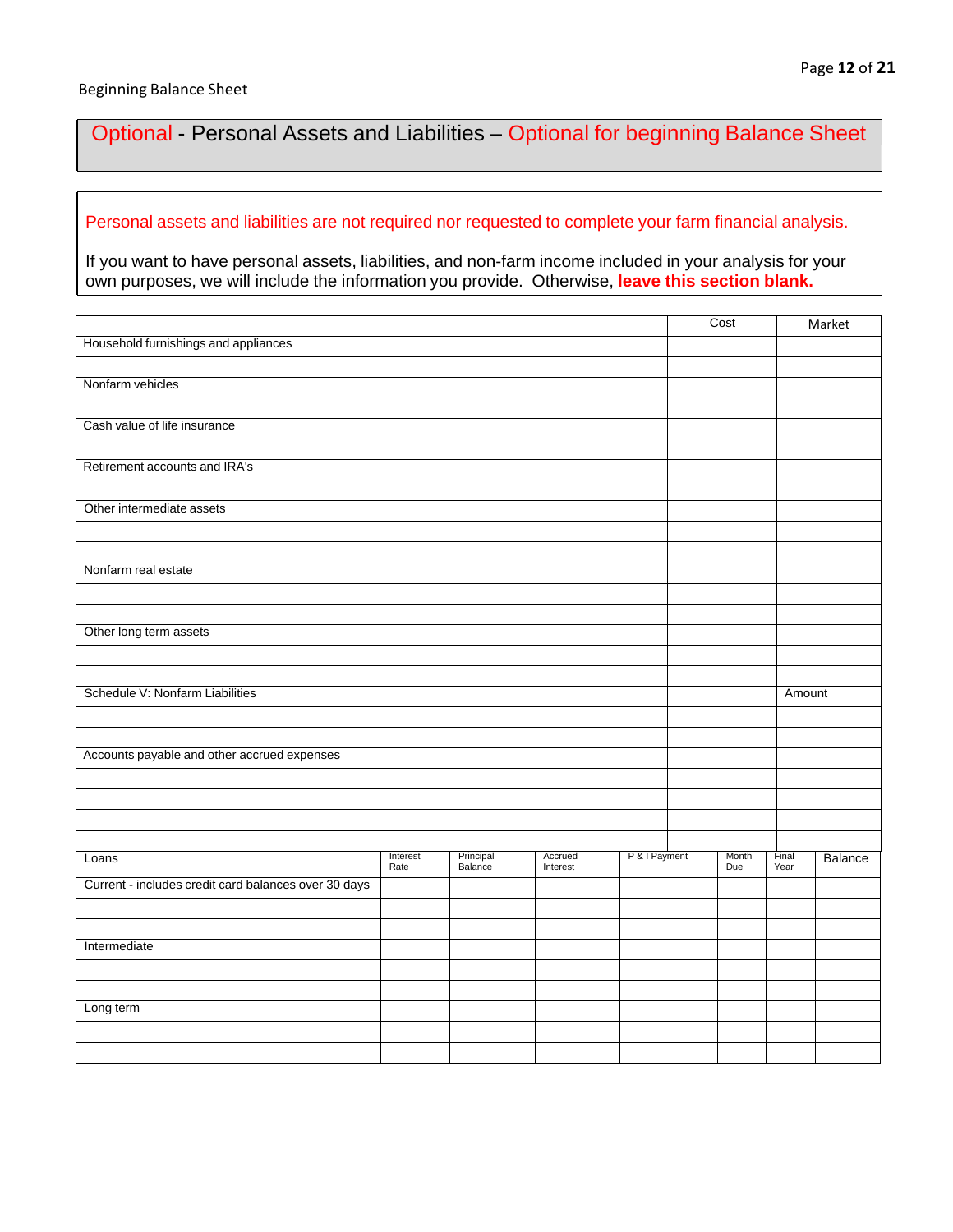Beginning Balance Sheet

## Optional - Personal Assets and Liabilities – Optional for beginning Balance Sheet

Personal assets and liabilities are not required nor requested to complete your farm financial analysis.

If you want to have personal assets, liabilities, and non-farm income included in your analysis for your own purposes, we will include the information you provide. Otherwise, **leave this section blank.**

| | Cost | Market |
|---|---|---|
| Household furnishings and appliances | | |
| | | |
| Nonfarm vehicles | | |
| | | |
| Cash value of life insurance | | |
| | | |
| Retirement accounts and IRA's | | |
| | | |
| Other intermediate assets | | |
| | | |
| | | |
| Nonfarm real estate | | |
| | | |
| | | |
| Other long term assets | | |
| | | |
| | | |
| Schedule V: Nonfarm Liabilities | | Amount |
| | | |
| | | |
| Accounts payable and other accrued expenses | | |
| | | |
| | | |
| | | |
| | | |

| Loans | Interest Rate | Principal Balance | Accrued Interest | P & I Payment | Month Due | Final Year | Balance |
|---|---|---|---|---|---|---|---|
| Current - includes credit card balances over 30 days | | | | | | | |
| | | | | | | | |
| | | | | | | | |
| Intermediate | | | | | | | |
| | | | | | | | |
| | | | | | | | |
| Long term | | | | | | | |
| | | | | | | | |
| | | | | | | | |